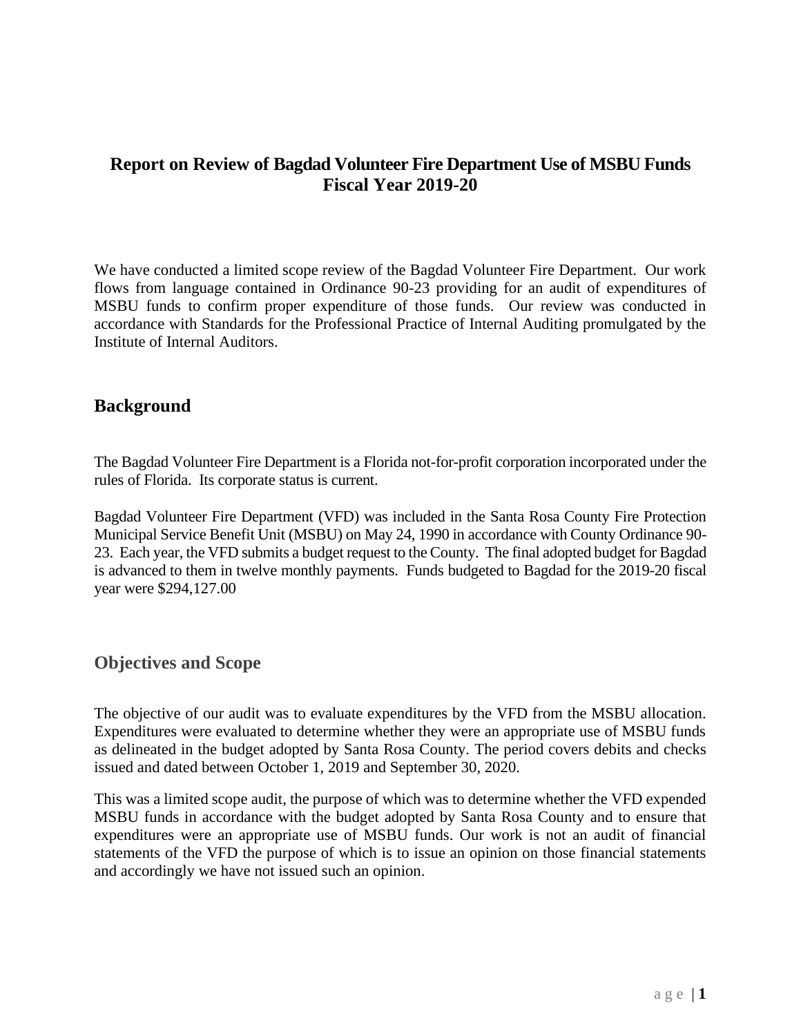# Report on Review of Bagdad Volunteer Fire Department Use of MSBU Funds Fiscal Year 2019-20

We have conducted a limited scope review of the Bagdad Volunteer Fire Department. Our work flows from language contained in Ordinance 90-23 providing for an audit of expenditures of MSBU funds to confirm proper expenditure of those funds. Our review was conducted in accordance with Standards for the Professional Practice of Internal Auditing promulgated by the Institute of Internal Auditors.

## Background

The Bagdad Volunteer Fire Department is a Florida not-for-profit corporation incorporated under the rules of Florida. Its corporate status is current.

Bagdad Volunteer Fire Department (VFD) was included in the Santa Rosa County Fire Protection Municipal Service Benefit Unit (MSBU) on May 24, 1990 in accordance with County Ordinance 90-23. Each year, the VFD submits a budget request to the County. The final adopted budget for Bagdad is advanced to them in twelve monthly payments. Funds budgeted to Bagdad for the 2019-20 fiscal year were $294,127.00

## Objectives and Scope

The objective of our audit was to evaluate expenditures by the VFD from the MSBU allocation. Expenditures were evaluated to determine whether they were an appropriate use of MSBU funds as delineated in the budget adopted by Santa Rosa County. The period covers debits and checks issued and dated between October 1, 2019 and September 30, 2020.

This was a limited scope audit, the purpose of which was to determine whether the VFD expended MSBU funds in accordance with the budget adopted by Santa Rosa County and to ensure that expenditures were an appropriate use of MSBU funds. Our work is not an audit of financial statements of the VFD the purpose of which is to issue an opinion on those financial statements and accordingly we have not issued such an opinion.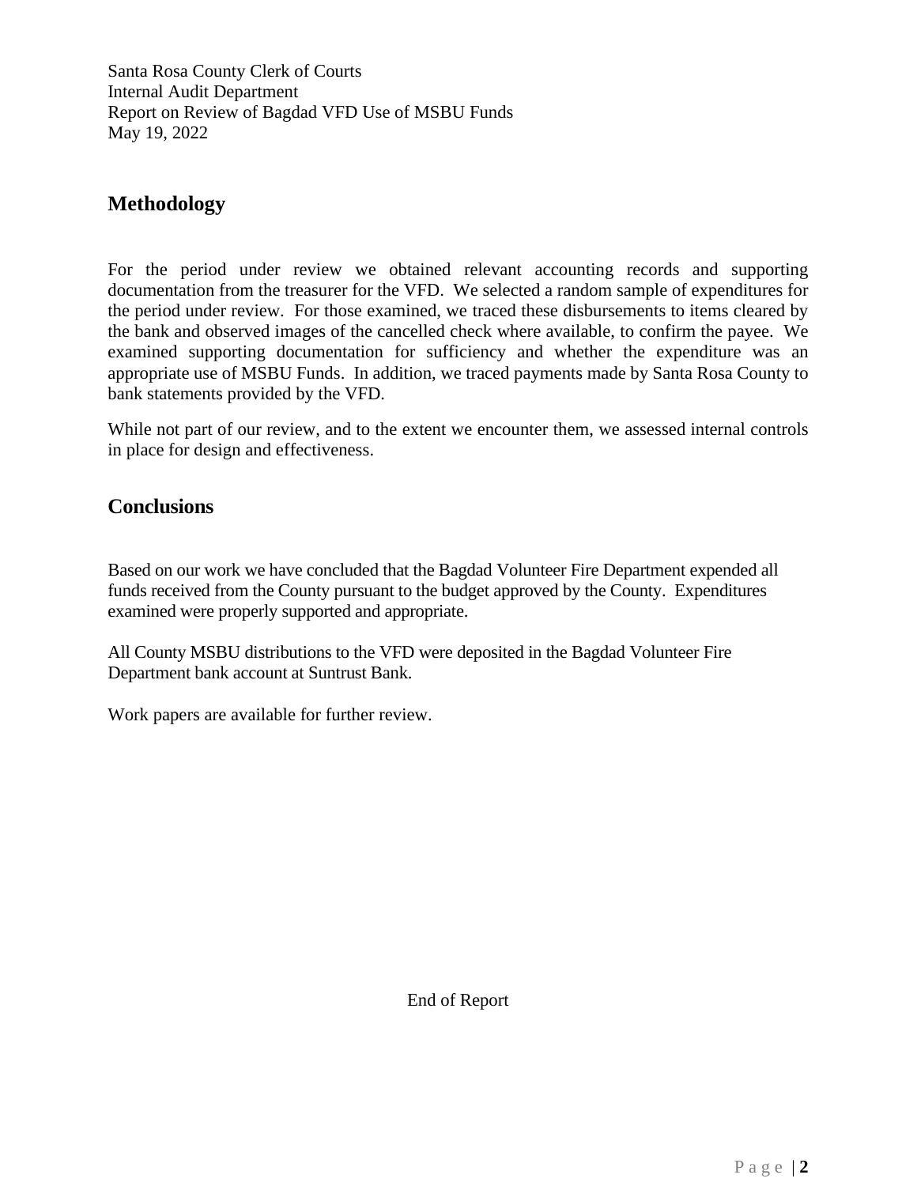## Methodology

For the period under review we obtained relevant accounting records and supporting documentation from the treasurer for the VFD. We selected a random sample of expenditures for the period under review. For those examined, we traced these disbursements to items cleared by the bank and observed images of the cancelled check where available, to confirm the payee. We examined supporting documentation for sufficiency and whether the expenditure was an appropriate use of MSBU Funds. In addition, we traced payments made by Santa Rosa County to bank statements provided by the VFD.

While not part of our review, and to the extent we encounter them, we assessed internal controls in place for design and effectiveness.

## Conclusions

Based on our work we have concluded that the Bagdad Volunteer Fire Department expended all funds received from the County pursuant to the budget approved by the County. Expenditures examined were properly supported and appropriate.

All County MSBU distributions to the VFD were deposited in the Bagdad Volunteer Fire Department bank account at Suntrust Bank.

Work papers are available for further review.

End of Report